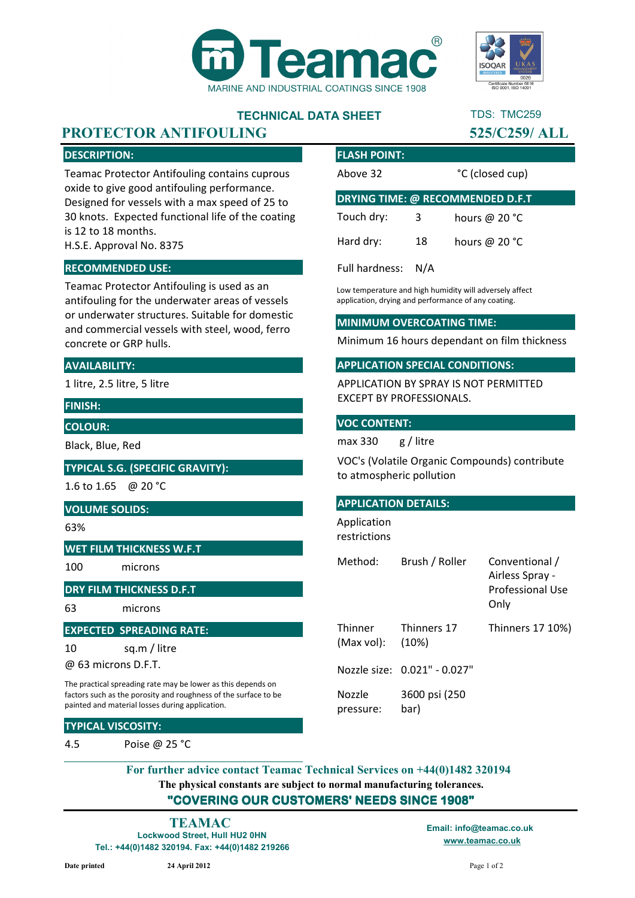# Teamac®

MARINE AND INDUSTRIAL COATINGS SINCE 1908

ISOQAR REGISTERED UKAS MANAGEMENT SYSTEMS 0026 Certificate Number 6816 ISO 9001, ISO 14001

## TECHNICAL DATA SHEET

TDS: TMC259

# PROTECTOR ANTIFOULING

**525/C259/ ALL**

### DESCRIPTION:

Teamac Protector Antifouling contains cuprous oxide to give good antifouling performance. Designed for vessels with a max speed of 25 to 30 knots. Expected functional life of the coating is 12 to 18 months.
H.S.E. Approval No. 8375

### RECOMMENDED USE:

Teamac Protector Antifouling is used as an antifouling for the underwater areas of vessels or underwater structures. Suitable for domestic and commercial vessels with steel, wood, ferro concrete or GRP hulls.

### AVAILABILITY:

1 litre, 2.5 litre, 5 litre

### FINISH:

### COLOUR:

Black, Blue, Red

### TYPICAL S.G. (SPECIFIC GRAVITY):

1.6 to 1.65 @ 20 °C

### VOLUME SOLIDS:

63%

### WET FILM THICKNESS W.F.T

100 microns

### DRY FILM THICKNESS D.F.T

63 microns

### EXPECTED SPREADING RATE:

10 sq.m / litre

@ 63 microns D.F.T.

The practical spreading rate may be lower as this depends on factors such as the porosity and roughness of the surface to be painted and material losses during application.

### TYPICAL VISCOSITY:

4.5 Poise @ 25 °C

### FLASH POINT:

Above 32 °C (closed cup)

### DRYING TIME: @ RECOMMENDED D.F.T

| | | |
|---|---|---|
| Touch dry: | 3 | hours @ 20 °C |
| Hard dry: | 18 | hours @ 20 °C |

Full hardness: N/A

Low temperature and high humidity will adversely affect application, drying and performance of any coating.

### MINIMUM OVERCOATING TIME:

Minimum 16 hours dependant on film thickness

### APPLICATION SPECIAL CONDITIONS:

APPLICATION BY SPRAY IS NOT PERMITTED EXCEPT BY PROFESSIONALS.

### VOC CONTENT:

max 330 g / litre

VOC's (Volatile Organic Compounds) contribute to atmospheric pollution

### APPLICATION DETAILS:

Application restrictions

| | | |
|---|---|---|
| Method: | Brush / Roller | Conventional / Airless Spray - Professional Use Only |
| Thinner (Max vol): | Thinners 17 (10%) | Thinners 17 10%) |
| Nozzle size: | 0.021" - 0.027" | |
| Nozzle pressure: | 3600 psi (250 bar) | |

**For further advice contact Teamac Technical Services on +44(0)1482 320194**

**The physical constants are subject to normal manufacturing tolerances.**

**"COVERING OUR CUSTOMERS' NEEDS SINCE 1908"**

**TEAMAC**
Lockwood Street, Hull HU2 0HN
Tel.: +44(0)1482 320194. Fax: +44(0)1482 219266

Email: info@teamac.co.uk
www.teamac.co.uk

Date printed 24 April 2012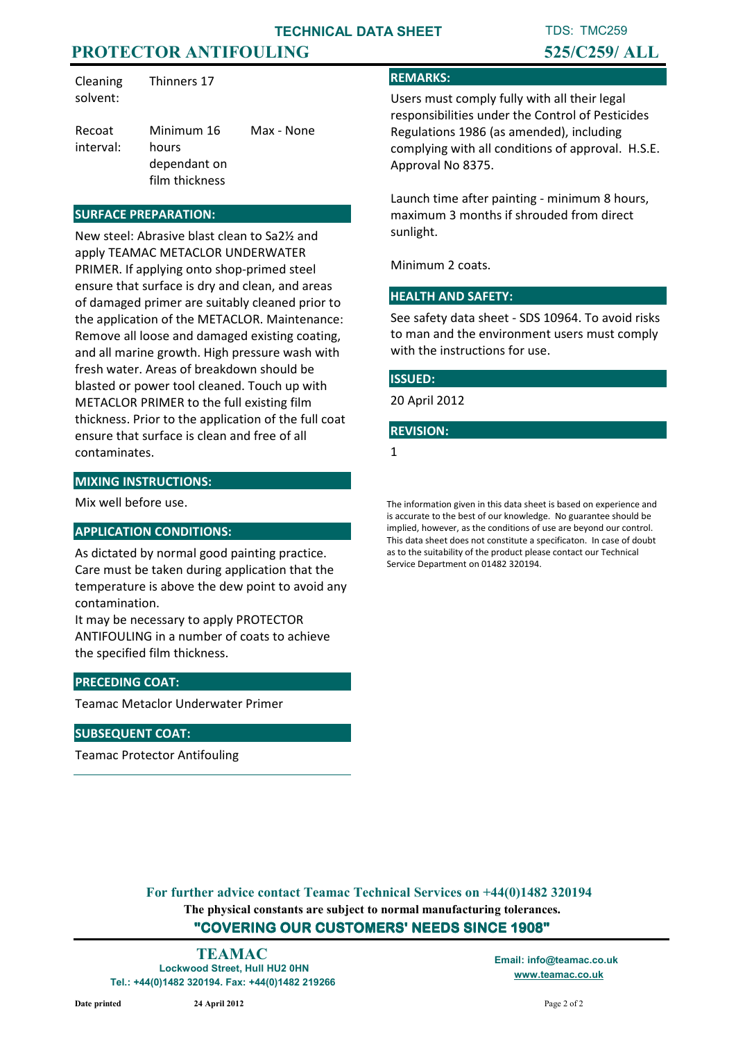# TECHNICAL DATA SHEET

## PROTECTOR ANTIFOULING

TDS: TMC259

**525/C259/ ALL**

| | | |
|---|---|---|
| Cleaning solvent: | Thinners 17 | |
| Recoat interval: | Minimum 16 hours dependant on film thickness | Max - None |

### SURFACE PREPARATION:

New steel: Abrasive blast clean to Sa2½ and apply TEAMAC METACLOR UNDERWATER PRIMER. If applying onto shop-primed steel ensure that surface is dry and clean, and areas of damaged primer are suitably cleaned prior to the application of the METACLOR. Maintenance: Remove all loose and damaged existing coating, and all marine growth. High pressure wash with fresh water. Areas of breakdown should be blasted or power tool cleaned. Touch up with METACLOR PRIMER to the full existing film thickness. Prior to the application of the full coat ensure that surface is clean and free of all contaminates.

### MIXING INSTRUCTIONS:

Mix well before use.

### APPLICATION CONDITIONS:

As dictated by normal good painting practice. Care must be taken during application that the temperature is above the dew point to avoid any contamination.

It may be necessary to apply PROTECTOR ANTIFOULING in a number of coats to achieve the specified film thickness.

### PRECEDING COAT:

Teamac Metaclor Underwater Primer

### SUBSEQUENT COAT:

Teamac Protector Antifouling

### REMARKS:

Users must comply fully with all their legal responsibilities under the Control of Pesticides Regulations 1986 (as amended), including complying with all conditions of approval. H.S.E. Approval No 8375.

Launch time after painting - minimum 8 hours, maximum 3 months if shrouded from direct sunlight.

Minimum 2 coats.

### HEALTH AND SAFETY:

See safety data sheet - SDS 10964. To avoid risks to man and the environment users must comply with the instructions for use.

### ISSUED:

20 April 2012

### REVISION:

1

The information given in this data sheet is based on experience and is accurate to the best of our knowledge. No guarantee should be implied, however, as the conditions of use are beyond our control. This data sheet does not constitute a specificaton. In case of doubt as to the suitability of the product please contact our Technical Service Department on 01482 320194.

**For further advice contact Teamac Technical Services on +44(0)1482 320194**

**The physical constants are subject to normal manufacturing tolerances.**

**"COVERING OUR CUSTOMERS' NEEDS SINCE 1908"**

**TEAMAC**
Lockwood Street, Hull HU2 0HN
Tel.: +44(0)1482 320194. Fax: +44(0)1482 219266

Email: info@teamac.co.uk
www.teamac.co.uk

Date printed 24 April 2012